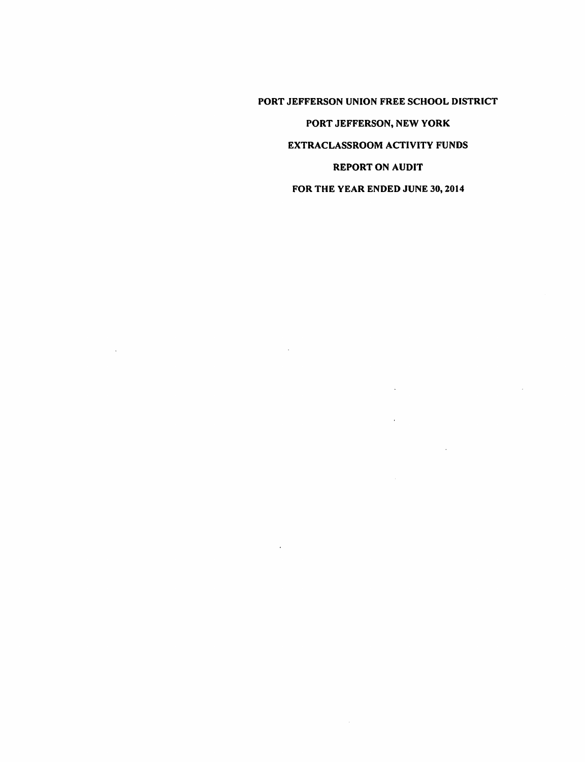# PORT JEFFERSON UNION FREE SCHOOL DISTRICT

## PORT JEFFERSON, NEW YORK

## EXTRACLASSROOM ACTIVITY FUNDS

## REPORT ON AUDIT

## FOR THE YEAR ENDED JUNE 30, 2014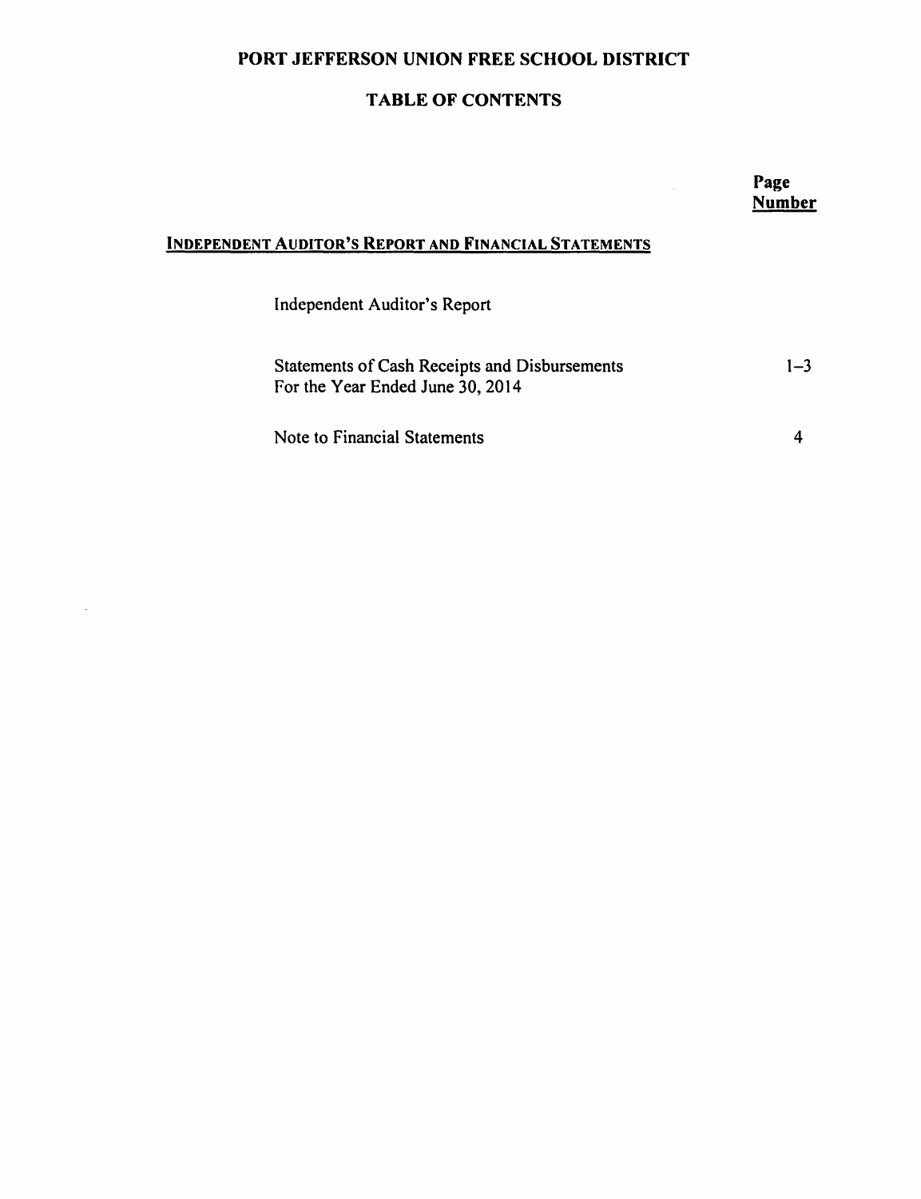# PORT JEFFERSON UNION FREE SCHOOL DISTRICT

## TABLE OF CONTENTS

| | Page Number |
|---|---|
| **INDEPENDENT AUDITOR'S REPORT AND FINANCIAL STATEMENTS** | |
| Independent Auditor's Report | |
| Statements of Cash Receipts and Disbursements For the Year Ended June 30, 2014 | 1–3 |
| Note to Financial Statements | 4 |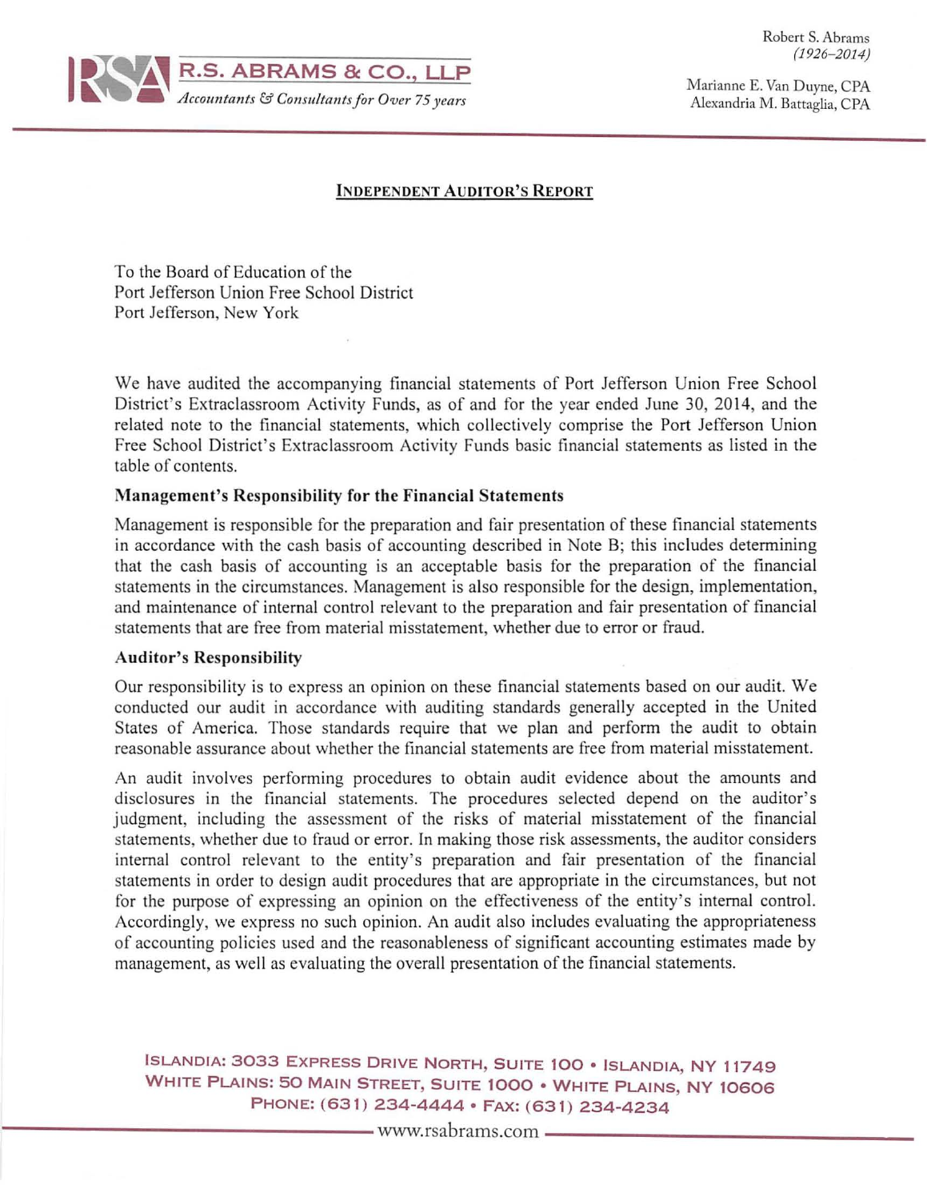**R.S. ABRAMS & CO., LLP**
*Accountants & Consultants for Over 75 years*

Robert S. Abrams
*(1926–2014)*

Marianne E. Van Duyne, CPA
Alexandria M. Battaglia, CPA

## INDEPENDENT AUDITOR'S REPORT

To the Board of Education of the
Port Jefferson Union Free School District
Port Jefferson, New York

We have audited the accompanying financial statements of Port Jefferson Union Free School District's Extraclassroom Activity Funds, as of and for the year ended June 30, 2014, and the related note to the financial statements, which collectively comprise the Port Jefferson Union Free School District's Extraclassroom Activity Funds basic financial statements as listed in the table of contents.

### Management's Responsibility for the Financial Statements

Management is responsible for the preparation and fair presentation of these financial statements in accordance with the cash basis of accounting described in Note B; this includes determining that the cash basis of accounting is an acceptable basis for the preparation of the financial statements in the circumstances. Management is also responsible for the design, implementation, and maintenance of internal control relevant to the preparation and fair presentation of financial statements that are free from material misstatement, whether due to error or fraud.

### Auditor's Responsibility

Our responsibility is to express an opinion on these financial statements based on our audit. We conducted our audit in accordance with auditing standards generally accepted in the United States of America. Those standards require that we plan and perform the audit to obtain reasonable assurance about whether the financial statements are free from material misstatement.

An audit involves performing procedures to obtain audit evidence about the amounts and disclosures in the financial statements. The procedures selected depend on the auditor's judgment, including the assessment of the risks of material misstatement of the financial statements, whether due to fraud or error. In making those risk assessments, the auditor considers internal control relevant to the entity's preparation and fair presentation of the financial statements in order to design audit procedures that are appropriate in the circumstances, but not for the purpose of expressing an opinion on the effectiveness of the entity's internal control. Accordingly, we express no such opinion. An audit also includes evaluating the appropriateness of accounting policies used and the reasonableness of significant accounting estimates made by management, as well as evaluating the overall presentation of the financial statements.

ISLANDIA: 3033 EXPRESS DRIVE NORTH, SUITE 100 • ISLANDIA, NY 11749
WHITE PLAINS: 50 MAIN STREET, SUITE 1000 • WHITE PLAINS, NY 10606
PHONE: (631) 234-4444 • FAX: (631) 234-4234
www.rsabrams.com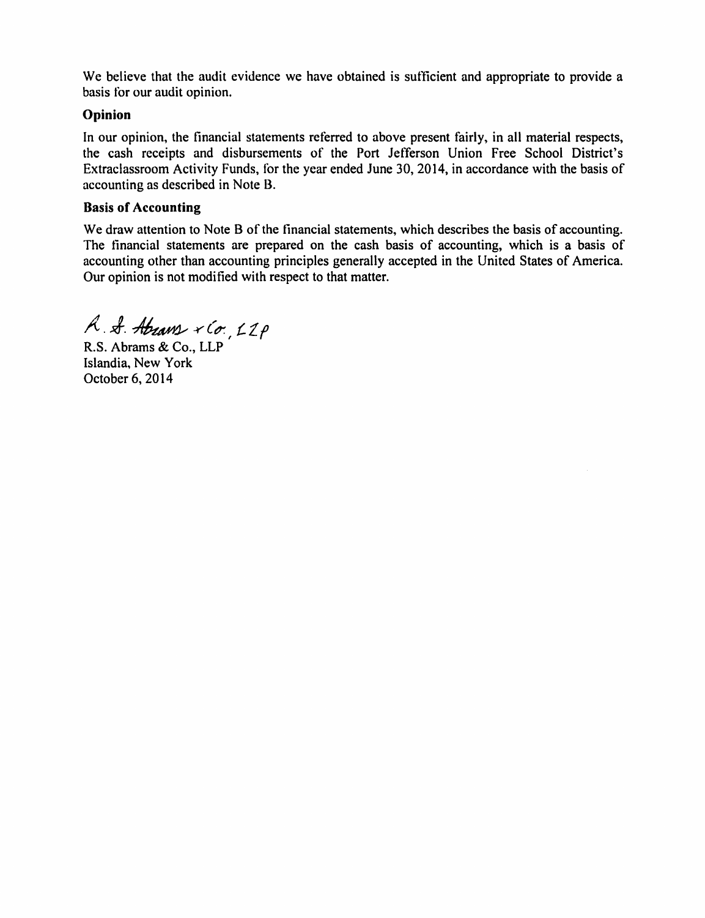We believe that the audit evidence we have obtained is sufficient and appropriate to provide a basis for our audit opinion.

**Opinion**

In our opinion, the financial statements referred to above present fairly, in all material respects, the cash receipts and disbursements of the Port Jefferson Union Free School District's Extraclassroom Activity Funds, for the year ended June 30, 2014, in accordance with the basis of accounting as described in Note B.

**Basis of Accounting**

We draw attention to Note B of the financial statements, which describes the basis of accounting. The financial statements are prepared on the cash basis of accounting, which is a basis of accounting other than accounting principles generally accepted in the United States of America. Our opinion is not modified with respect to that matter.

*R.S. Abrams & Co., LLP*

R.S. Abrams & Co., LLP
Islandia, New York
October 6, 2014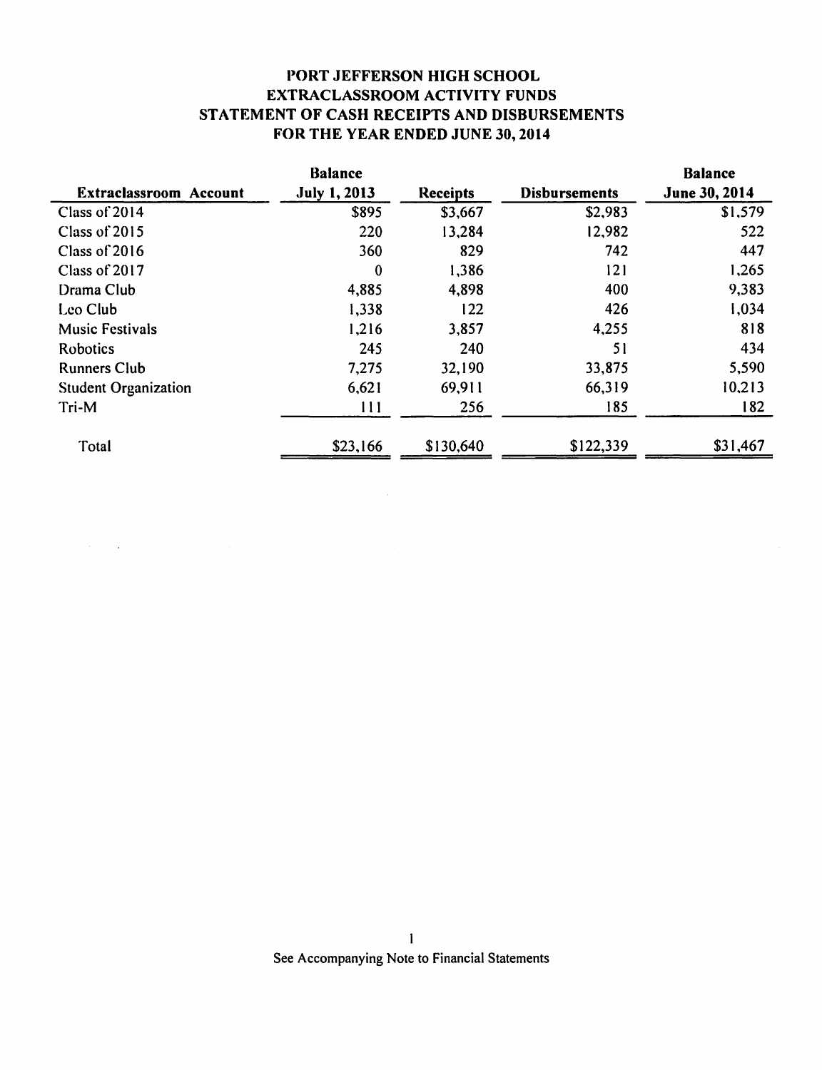# PORT JEFFERSON HIGH SCHOOL
## EXTRACLASSROOM ACTIVITY FUNDS
## STATEMENT OF CASH RECEIPTS AND DISBURSEMENTS
## FOR THE YEAR ENDED JUNE 30, 2014

| Extraclassroom Account | Balance July 1, 2013 | Receipts | Disbursements | Balance June 30, 2014 |
|---|---|---|---|---|
| Class of 2014 | $895 | $3,667 | $2,983 | $1,579 |
| Class of 2015 | 220 | 13,284 | 12,982 | 522 |
| Class of 2016 | 360 | 829 | 742 | 447 |
| Class of 2017 | 0 | 1,386 | 121 | 1,265 |
| Drama Club | 4,885 | 4,898 | 400 | 9,383 |
| Leo Club | 1,338 | 122 | 426 | 1,034 |
| Music Festivals | 1,216 | 3,857 | 4,255 | 818 |
| Robotics | 245 | 240 | 51 | 434 |
| Runners Club | 7,275 | 32,190 | 33,875 | 5,590 |
| Student Organization | 6,621 | 69,911 | 66,319 | 10,213 |
| Tri-M | 111 | 256 | 185 | 182 |
| Total | $23,166 | $130,640 | $122,339 | $31,467 |

See Accompanying Note to Financial Statements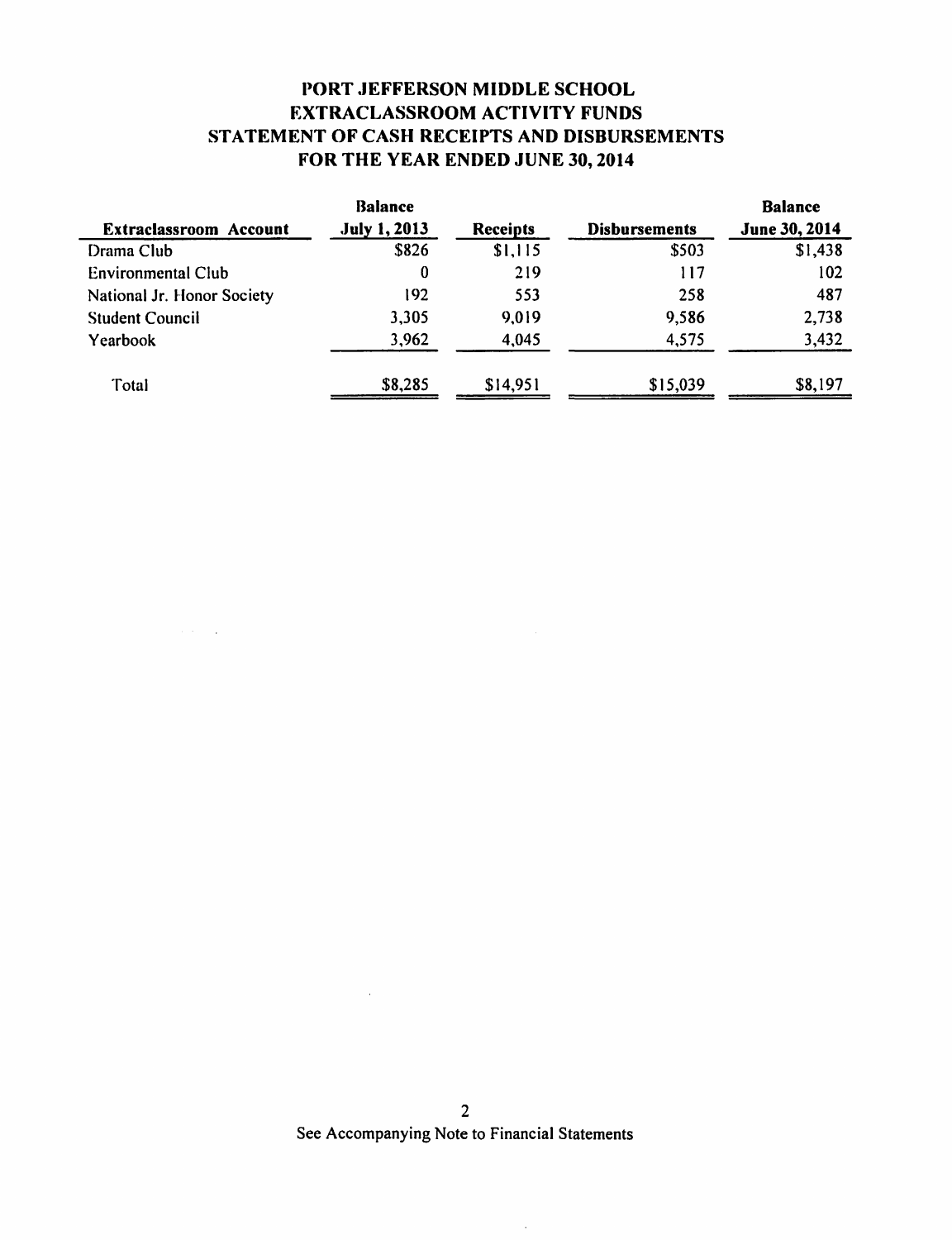# PORT JEFFERSON MIDDLE SCHOOL
## EXTRACLASSROOM ACTIVITY FUNDS
## STATEMENT OF CASH RECEIPTS AND DISBURSEMENTS
## FOR THE YEAR ENDED JUNE 30, 2014

| Extraclassroom Account | Balance July 1, 2013 | Receipts | Disbursements | Balance June 30, 2014 |
|---|---|---|---|---|
| Drama Club | $826 | $1,115 | $503 | $1,438 |
| Environmental Club | 0 | 219 | 117 | 102 |
| National Jr. Honor Society | 192 | 553 | 258 | 487 |
| Student Council | 3,305 | 9,019 | 9,586 | 2,738 |
| Yearbook | 3,962 | 4,045 | 4,575 | 3,432 |
| Total | $8,285 | $14,951 | $15,039 | $8,197 |

See Accompanying Note to Financial Statements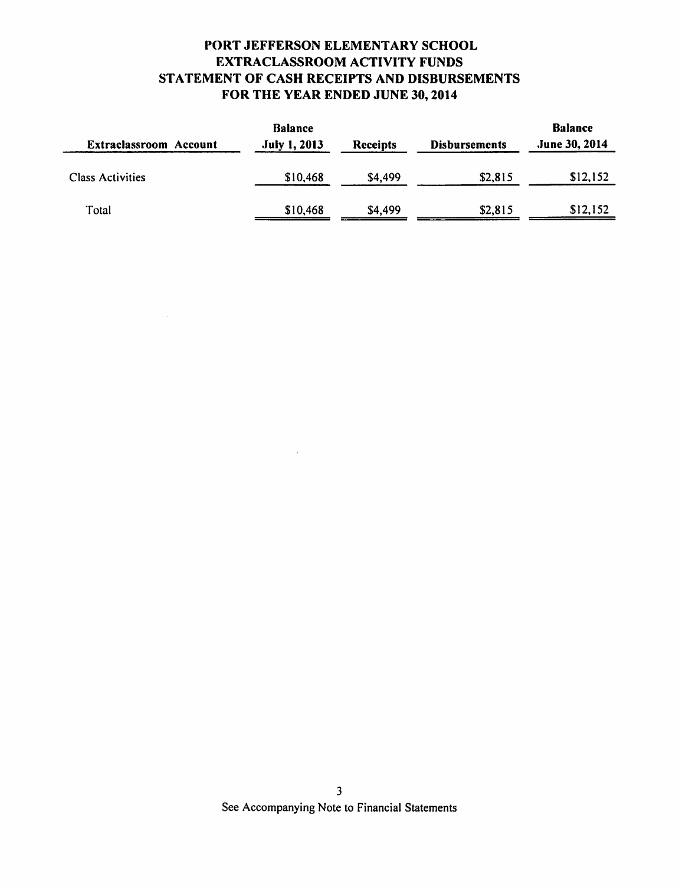# PORT JEFFERSON ELEMENTARY SCHOOL
## EXTRACLASSROOM ACTIVITY FUNDS
## STATEMENT OF CASH RECEIPTS AND DISBURSEMENTS
## FOR THE YEAR ENDED JUNE 30, 2014

| Extraclassroom Account | Balance July 1, 2013 | Receipts | Disbursements | Balance June 30, 2014 |
|---|---|---|---|---|
| Class Activities | $10,468 | $4,499 | $2,815 | $12,152 |
| Total | $10,468 | $4,499 | $2,815 | $12,152 |

See Accompanying Note to Financial Statements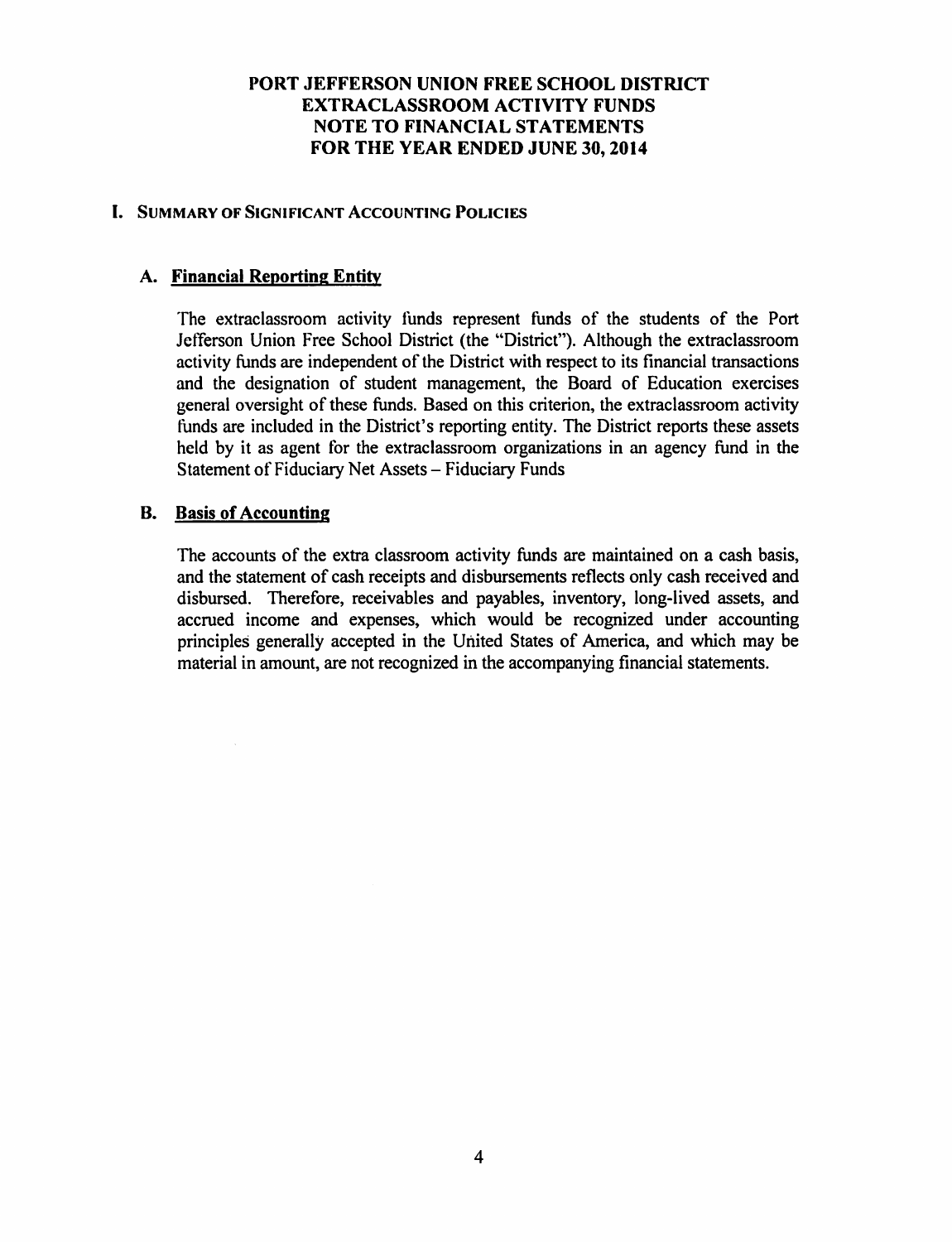# PORT JEFFERSON UNION FREE SCHOOL DISTRICT
# EXTRACLASSROOM ACTIVITY FUNDS
# NOTE TO FINANCIAL STATEMENTS
# FOR THE YEAR ENDED JUNE 30, 2014

## I. SUMMARY OF SIGNIFICANT ACCOUNTING POLICIES

### A. Financial Reporting Entity

The extraclassroom activity funds represent funds of the students of the Port Jefferson Union Free School District (the "District"). Although the extraclassroom activity funds are independent of the District with respect to its financial transactions and the designation of student management, the Board of Education exercises general oversight of these funds. Based on this criterion, the extraclassroom activity funds are included in the District's reporting entity. The District reports these assets held by it as agent for the extraclassroom organizations in an agency fund in the Statement of Fiduciary Net Assets – Fiduciary Funds

### B. Basis of Accounting

The accounts of the extra classroom activity funds are maintained on a cash basis, and the statement of cash receipts and disbursements reflects only cash received and disbursed. Therefore, receivables and payables, inventory, long-lived assets, and accrued income and expenses, which would be recognized under accounting principles generally accepted in the United States of America, and which may be material in amount, are not recognized in the accompanying financial statements.